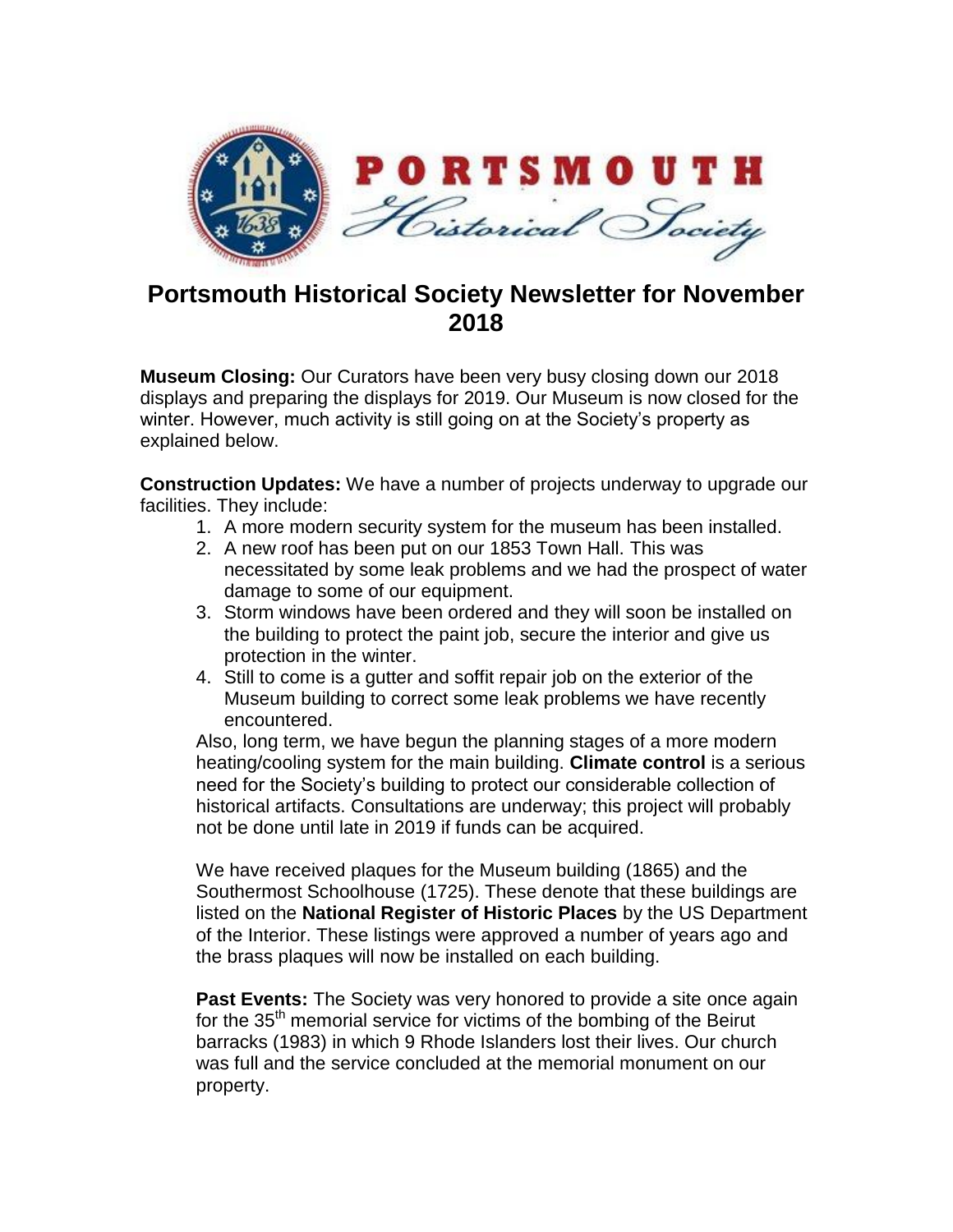# Portsmouth Historical Society Newsletter for November 2018

**Museum Closing:** Our Curators have been very busy closing down our 2018 displays and preparing the displays for 2019. Our Museum is now closed for the winter. However, much activity is still going on at the Society's property as explained below.

**Construction Updates:** We have a number of projects underway to upgrade our facilities. They include:

1. A more modern security system for the museum has been installed.
2. A new roof has been put on our 1853 Town Hall. This was necessitated by some leak problems and we had the prospect of water damage to some of our equipment.
3. Storm windows have been ordered and they will soon be installed on the building to protect the paint job, secure the interior and give us protection in the winter.
4. Still to come is a gutter and soffit repair job on the exterior of the Museum building to correct some leak problems we have recently encountered.

Also, long term, we have begun the planning stages of a more modern heating/cooling system for the main building. **Climate control** is a serious need for the Society's building to protect our considerable collection of historical artifacts. Consultations are underway; this project will probably not be done until late in 2019 if funds can be acquired.

We have received plaques for the Museum building (1865) and the Southermost Schoolhouse (1725). These denote that these buildings are listed on the **National Register of Historic Places** by the US Department of the Interior. These listings were approved a number of years ago and the brass plaques will now be installed on each building.

**Past Events:** The Society was very honored to provide a site once again for the 35th memorial service for victims of the bombing of the Beirut barracks (1983) in which 9 Rhode Islanders lost their lives. Our church was full and the service concluded at the memorial monument on our property.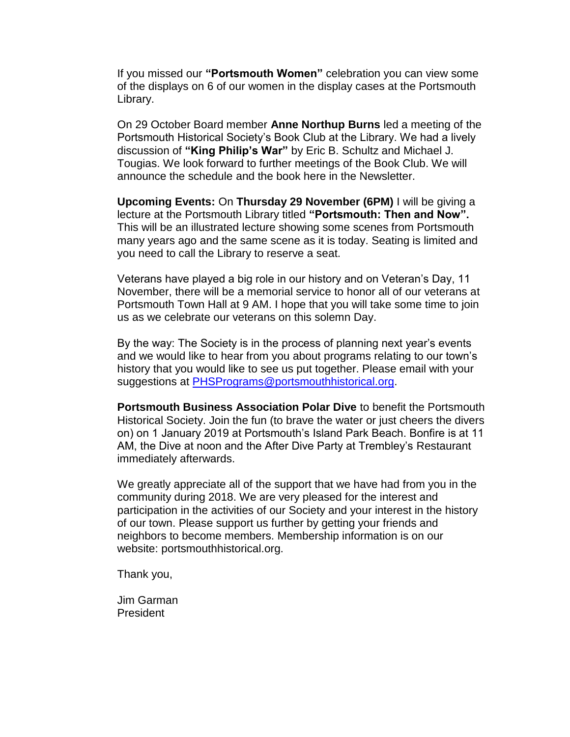If you missed our **"Portsmouth Women"** celebration you can view some of the displays on 6 of our women in the display cases at the Portsmouth Library.

On 29 October Board member **Anne Northup Burns** led a meeting of the Portsmouth Historical Society's Book Club at the Library. We had a lively discussion of **"King Philip's War"** by Eric B. Schultz and Michael J. Tougias. We look forward to further meetings of the Book Club. We will announce the schedule and the book here in the Newsletter.

**Upcoming Events:** On **Thursday 29 November (6PM)** I will be giving a lecture at the Portsmouth Library titled **"Portsmouth: Then and Now".** This will be an illustrated lecture showing some scenes from Portsmouth many years ago and the same scene as it is today. Seating is limited and you need to call the Library to reserve a seat.

Veterans have played a big role in our history and on Veteran's Day, 11 November, there will be a memorial service to honor all of our veterans at Portsmouth Town Hall at 9 AM. I hope that you will take some time to join us as we celebrate our veterans on this solemn Day.

By the way: The Society is in the process of planning next year's events and we would like to hear from you about programs relating to our town's history that you would like to see us put together. Please email with your suggestions at [PHSPrograms@portsmouthhistorical.org](mailto:PHSPrograms@portsmouthhistorical.org).

**Portsmouth Business Association Polar Dive** to benefit the Portsmouth Historical Society. Join the fun (to brave the water or just cheers the divers on) on 1 January 2019 at Portsmouth's Island Park Beach. Bonfire is at 11 AM, the Dive at noon and the After Dive Party at Trembley's Restaurant immediately afterwards.

We greatly appreciate all of the support that we have had from you in the community during 2018. We are very pleased for the interest and participation in the activities of our Society and your interest in the history of our town. Please support us further by getting your friends and neighbors to become members. Membership information is on our website: portsmouthhistorical.org.

Thank you,

Jim Garman
President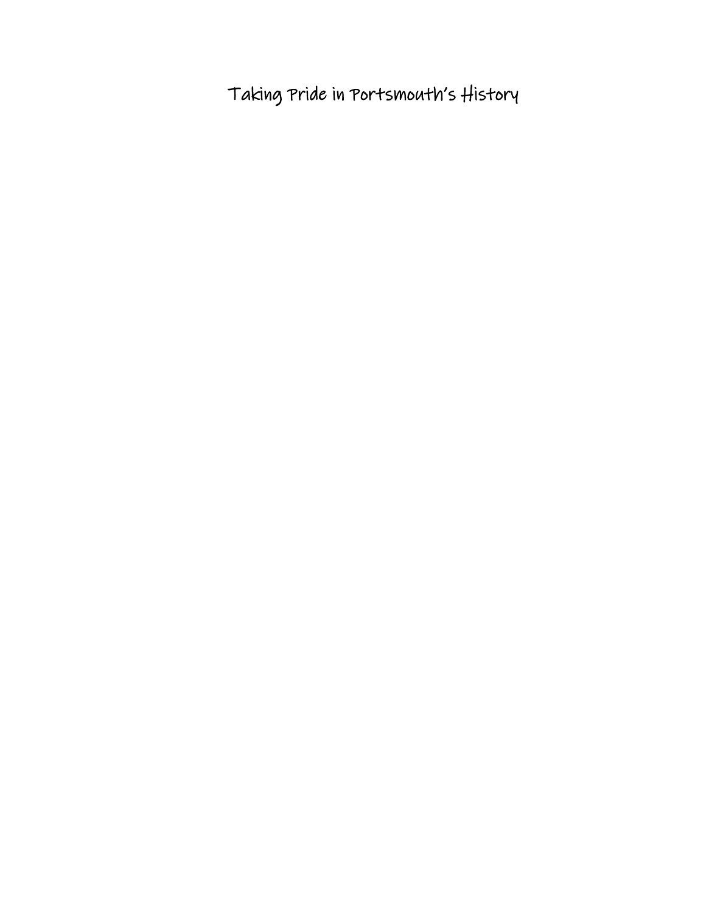Taking Pride in Portsmouth's History